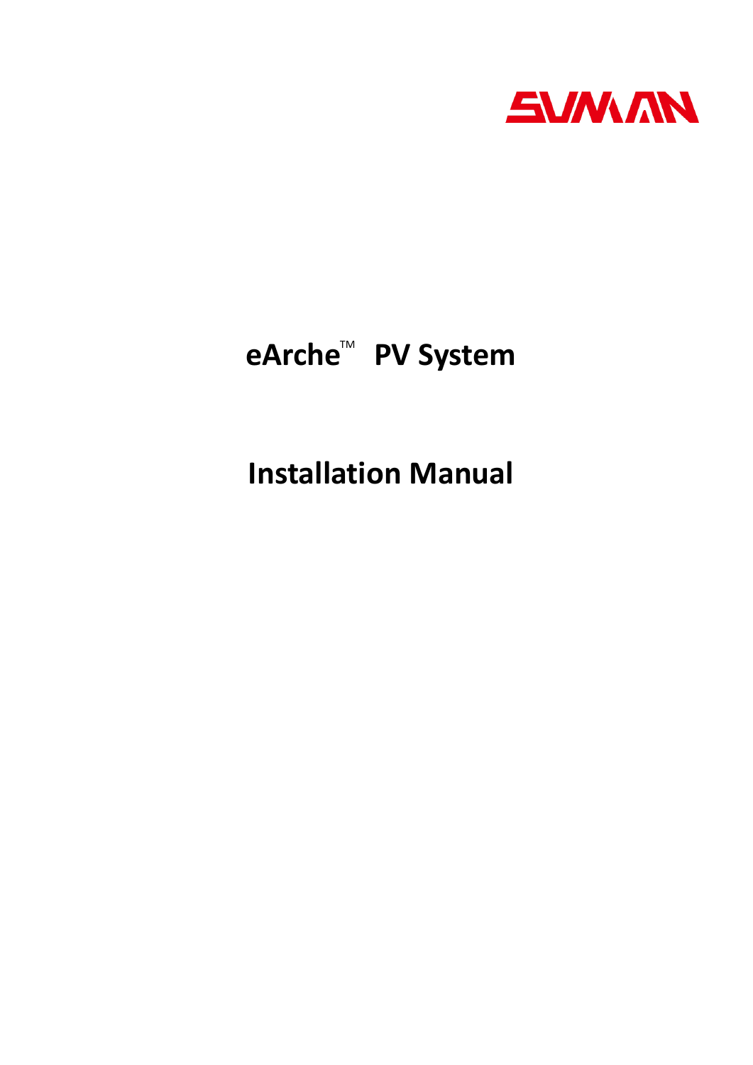SUNMAN

# eArche™ PV System

# Installation Manual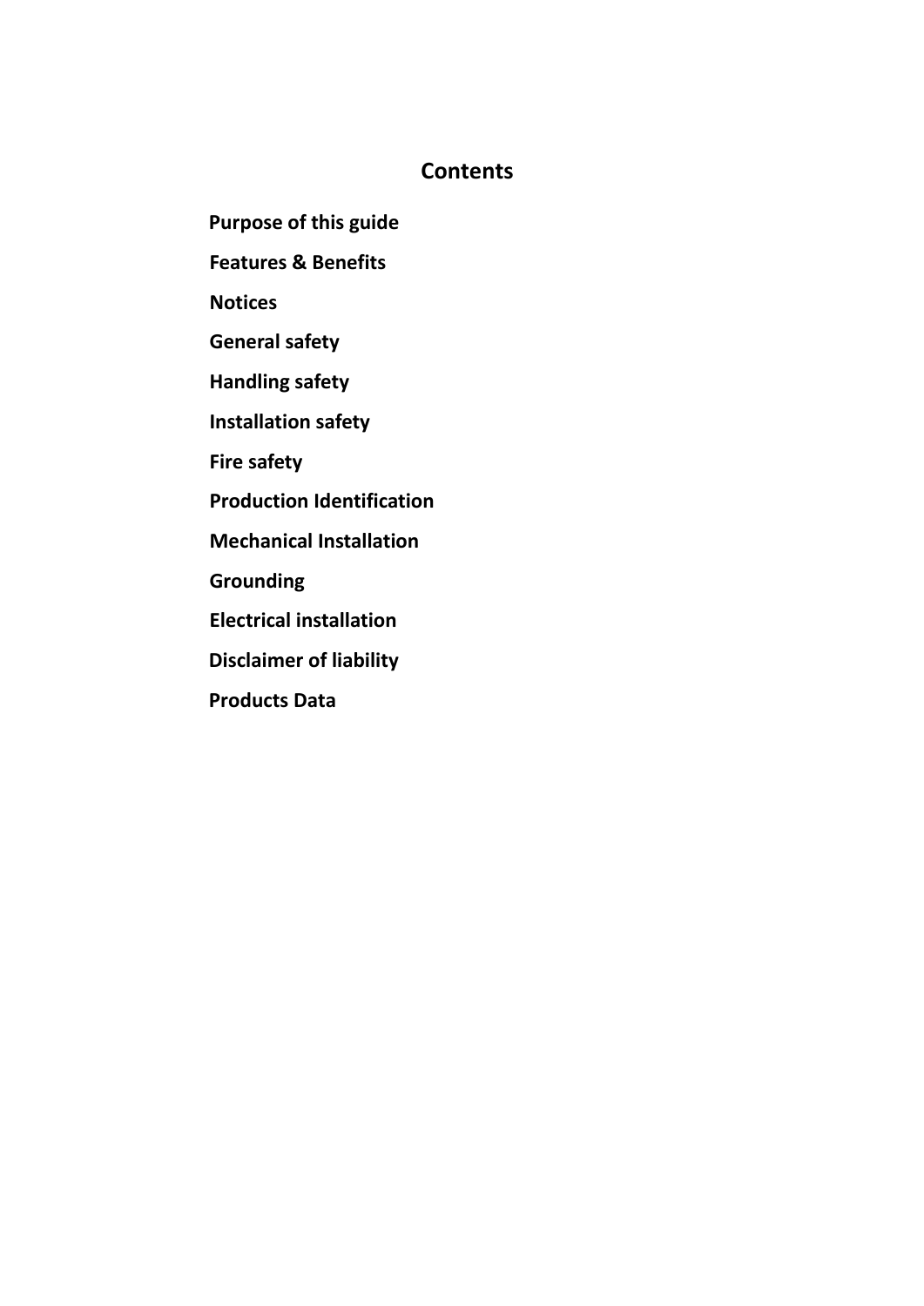## Contents

**Purpose of this guide**

**Features & Benefits**

**Notices**

**General safety**

**Handling safety**

**Installation safety**

**Fire safety**

**Production Identification**

**Mechanical Installation**

**Grounding**

**Electrical installation**

**Disclaimer of liability**

**Products Data**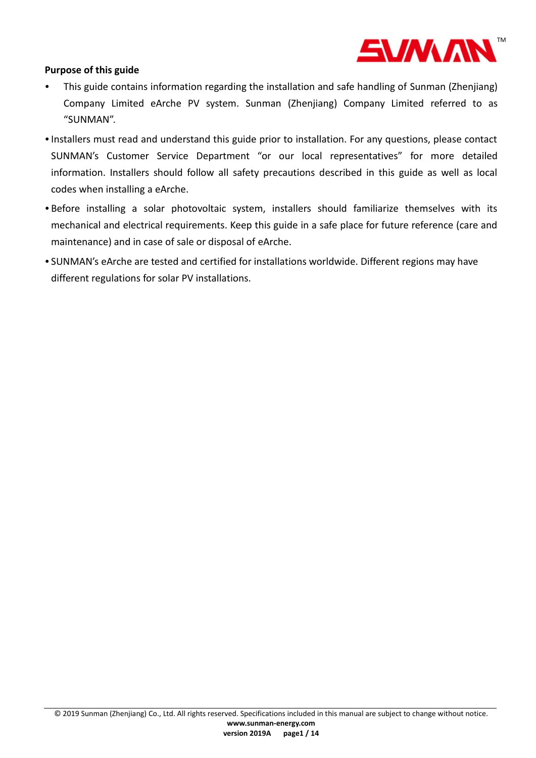**Purpose of this guide**

- This guide contains information regarding the installation and safe handling of Sunman (Zhenjiang) Company Limited eArche PV system. Sunman (Zhenjiang) Company Limited referred to as "SUNMAN".
- Installers must read and understand this guide prior to installation. For any questions, please contact SUNMAN's Customer Service Department "or our local representatives" for more detailed information. Installers should follow all safety precautions described in this guide as well as local codes when installing a eArche.
- Before installing a solar photovoltaic system, installers should familiarize themselves with its mechanical and electrical requirements. Keep this guide in a safe place for future reference (care and maintenance) and in case of sale or disposal of eArche.
- SUNMAN's eArche are tested and certified for installations worldwide. Different regions may have different regulations for solar PV installations.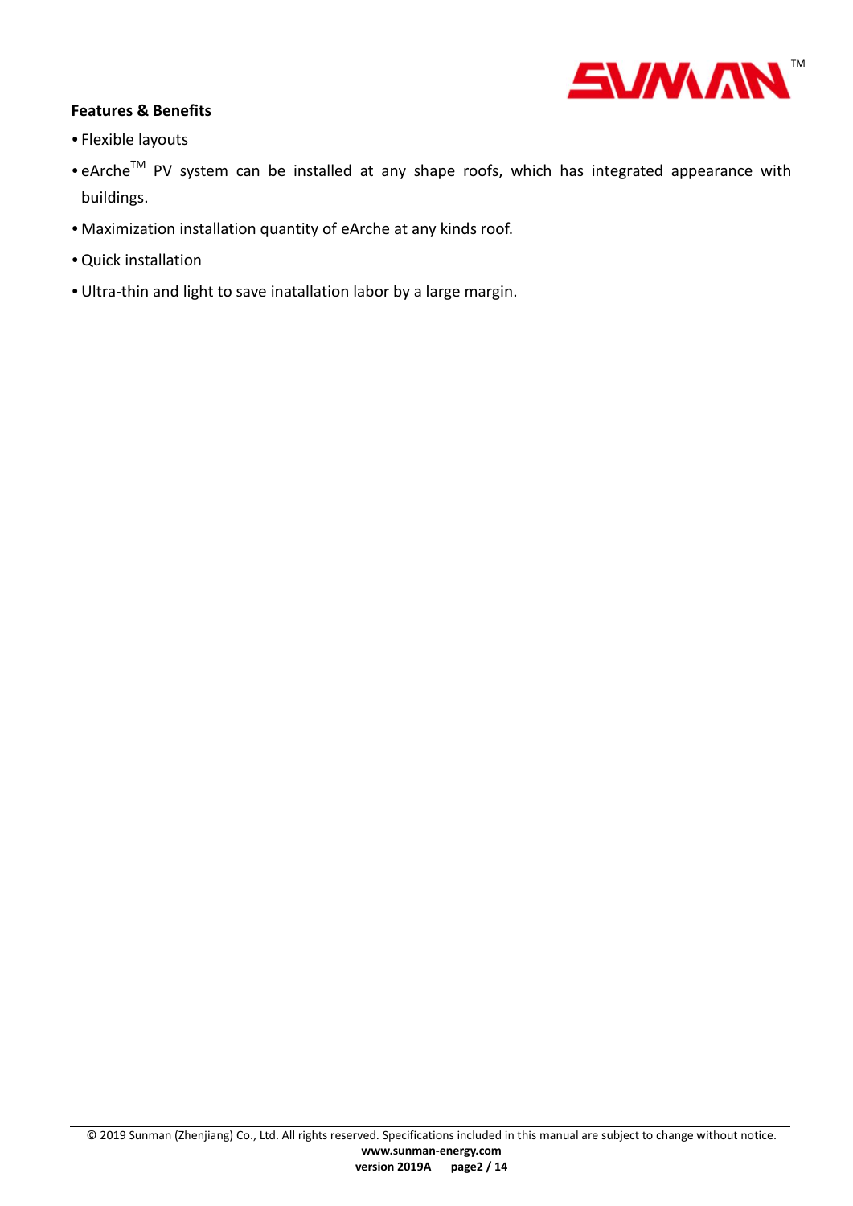**Features & Benefits**

- Flexible layouts
- eArche™ PV system can be installed at any shape roofs, which has integrated appearance with buildings.
- Maximization installation quantity of eArche at any kinds roof.
- Quick installation
- Ultra-thin and light to save inatallation labor by a large margin.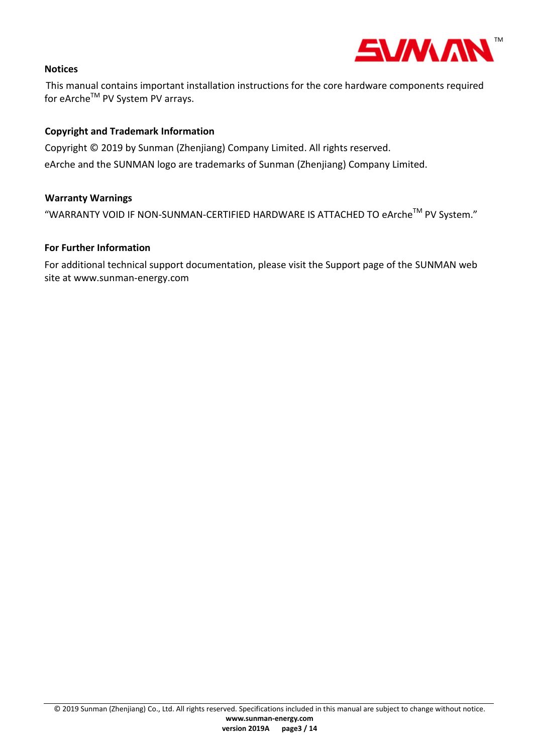**Notices**

This manual contains important installation instructions for the core hardware components required for eArche™ PV System PV arrays.

**Copyright and Trademark Information**

Copyright © 2019 by Sunman (Zhenjiang) Company Limited. All rights reserved.

eArche and the SUNMAN logo are trademarks of Sunman (Zhenjiang) Company Limited.

**Warranty Warnings**

"WARRANTY VOID IF NON-SUNMAN-CERTIFIED HARDWARE IS ATTACHED TO eArche™ PV System."

**For Further Information**

For additional technical support documentation, please visit the Support page of the SUNMAN web site at www.sunman-energy.com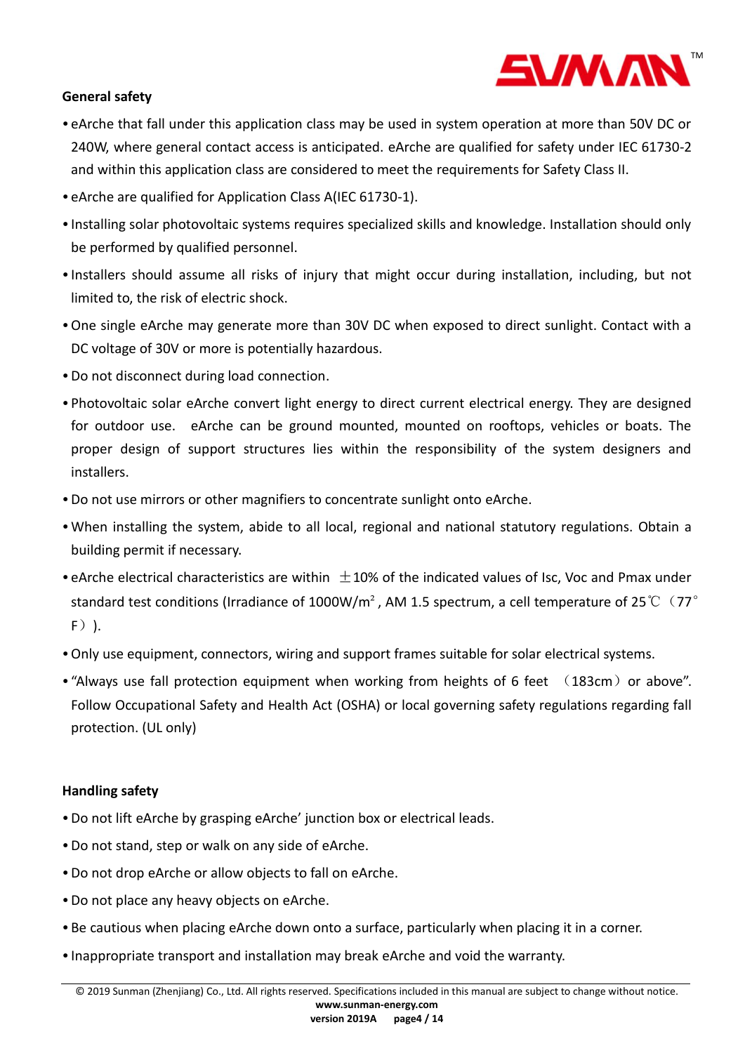**General safety**

- eArche that fall under this application class may be used in system operation at more than 50V DC or 240W, where general contact access is anticipated. eArche are qualified for safety under IEC 61730-2 and within this application class are considered to meet the requirements for Safety Class II.
- eArche are qualified for Application Class A(IEC 61730-1).
- Installing solar photovoltaic systems requires specialized skills and knowledge. Installation should only be performed by qualified personnel.
- Installers should assume all risks of injury that might occur during installation, including, but not limited to, the risk of electric shock.
- One single eArche may generate more than 30V DC when exposed to direct sunlight. Contact with a DC voltage of 30V or more is potentially hazardous.
- Do not disconnect during load connection.
- Photovoltaic solar eArche convert light energy to direct current electrical energy. They are designed for outdoor use. eArche can be ground mounted, mounted on rooftops, vehicles or boats. The proper design of support structures lies within the responsibility of the system designers and installers.
- Do not use mirrors or other magnifiers to concentrate sunlight onto eArche.
- When installing the system, abide to all local, regional and national statutory regulations. Obtain a building permit if necessary.
- eArche electrical characteristics are within ±10% of the indicated values of Isc, Voc and Pmax under standard test conditions (Irradiance of 1000W/m$^2$, AM 1.5 spectrum, a cell temperature of 25℃（77°F）).
- Only use equipment, connectors, wiring and support frames suitable for solar electrical systems.
- "Always use fall protection equipment when working from heights of 6 feet （183cm）or above". Follow Occupational Safety and Health Act (OSHA) or local governing safety regulations regarding fall protection. (UL only)

**Handling safety**

- Do not lift eArche by grasping eArche' junction box or electrical leads.
- Do not stand, step or walk on any side of eArche.
- Do not drop eArche or allow objects to fall on eArche.
- Do not place any heavy objects on eArche.
- Be cautious when placing eArche down onto a surface, particularly when placing it in a corner.
- Inappropriate transport and installation may break eArche and void the warranty.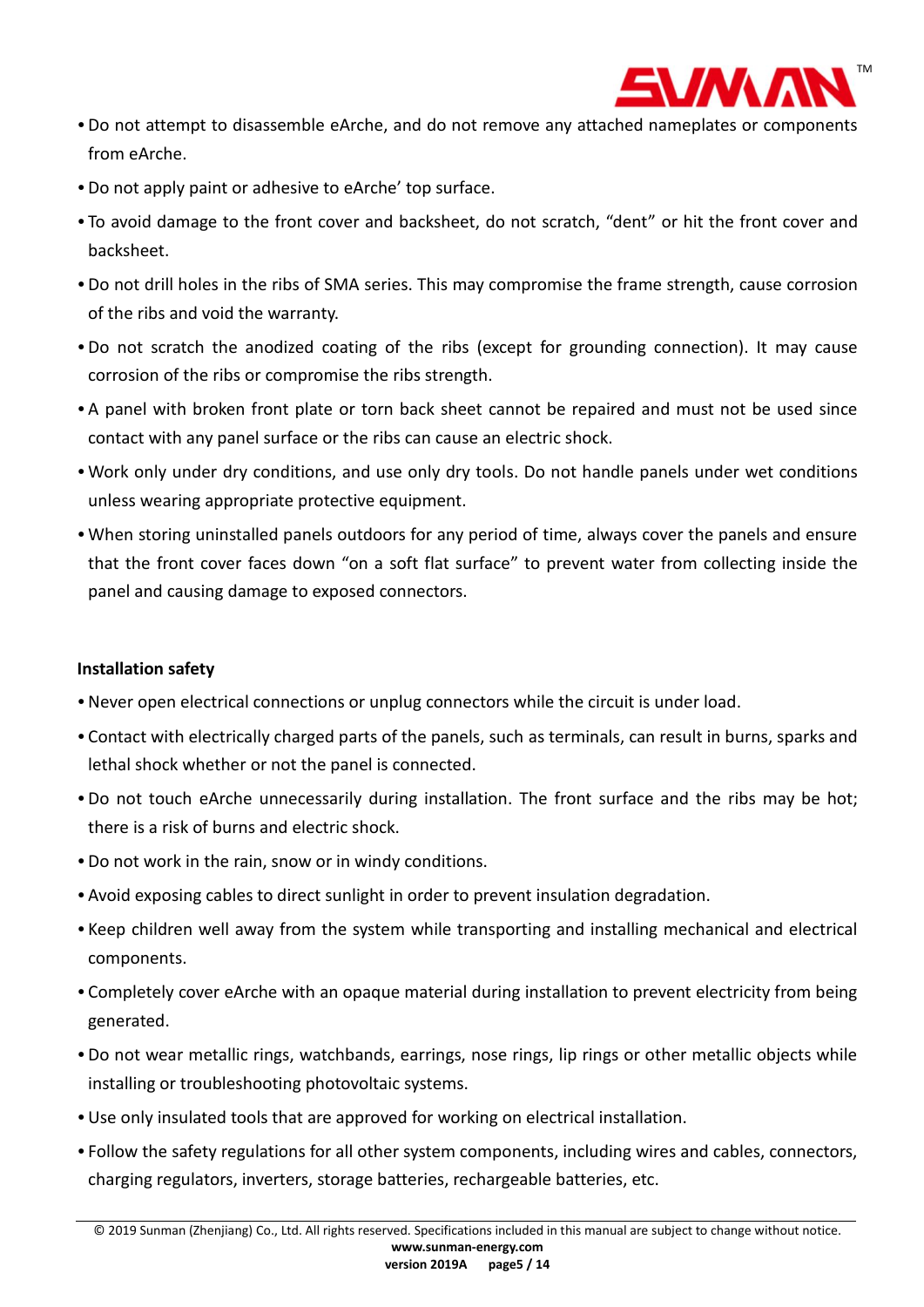- Do not attempt to disassemble eArche, and do not remove any attached nameplates or components from eArche.
- Do not apply paint or adhesive to eArche' top surface.
- To avoid damage to the front cover and backsheet, do not scratch, "dent" or hit the front cover and backsheet.
- Do not drill holes in the ribs of SMA series. This may compromise the frame strength, cause corrosion of the ribs and void the warranty.
- Do not scratch the anodized coating of the ribs (except for grounding connection). It may cause corrosion of the ribs or compromise the ribs strength.
- A panel with broken front plate or torn back sheet cannot be repaired and must not be used since contact with any panel surface or the ribs can cause an electric shock.
- Work only under dry conditions, and use only dry tools. Do not handle panels under wet conditions unless wearing appropriate protective equipment.
- When storing uninstalled panels outdoors for any period of time, always cover the panels and ensure that the front cover faces down "on a soft flat surface" to prevent water from collecting inside the panel and causing damage to exposed connectors.

**Installation safety**

- Never open electrical connections or unplug connectors while the circuit is under load.
- Contact with electrically charged parts of the panels, such as terminals, can result in burns, sparks and lethal shock whether or not the panel is connected.
- Do not touch eArche unnecessarily during installation. The front surface and the ribs may be hot; there is a risk of burns and electric shock.
- Do not work in the rain, snow or in windy conditions.
- Avoid exposing cables to direct sunlight in order to prevent insulation degradation.
- Keep children well away from the system while transporting and installing mechanical and electrical components.
- Completely cover eArche with an opaque material during installation to prevent electricity from being generated.
- Do not wear metallic rings, watchbands, earrings, nose rings, lip rings or other metallic objects while installing or troubleshooting photovoltaic systems.
- Use only insulated tools that are approved for working on electrical installation.
- Follow the safety regulations for all other system components, including wires and cables, connectors, charging regulators, inverters, storage batteries, rechargeable batteries, etc.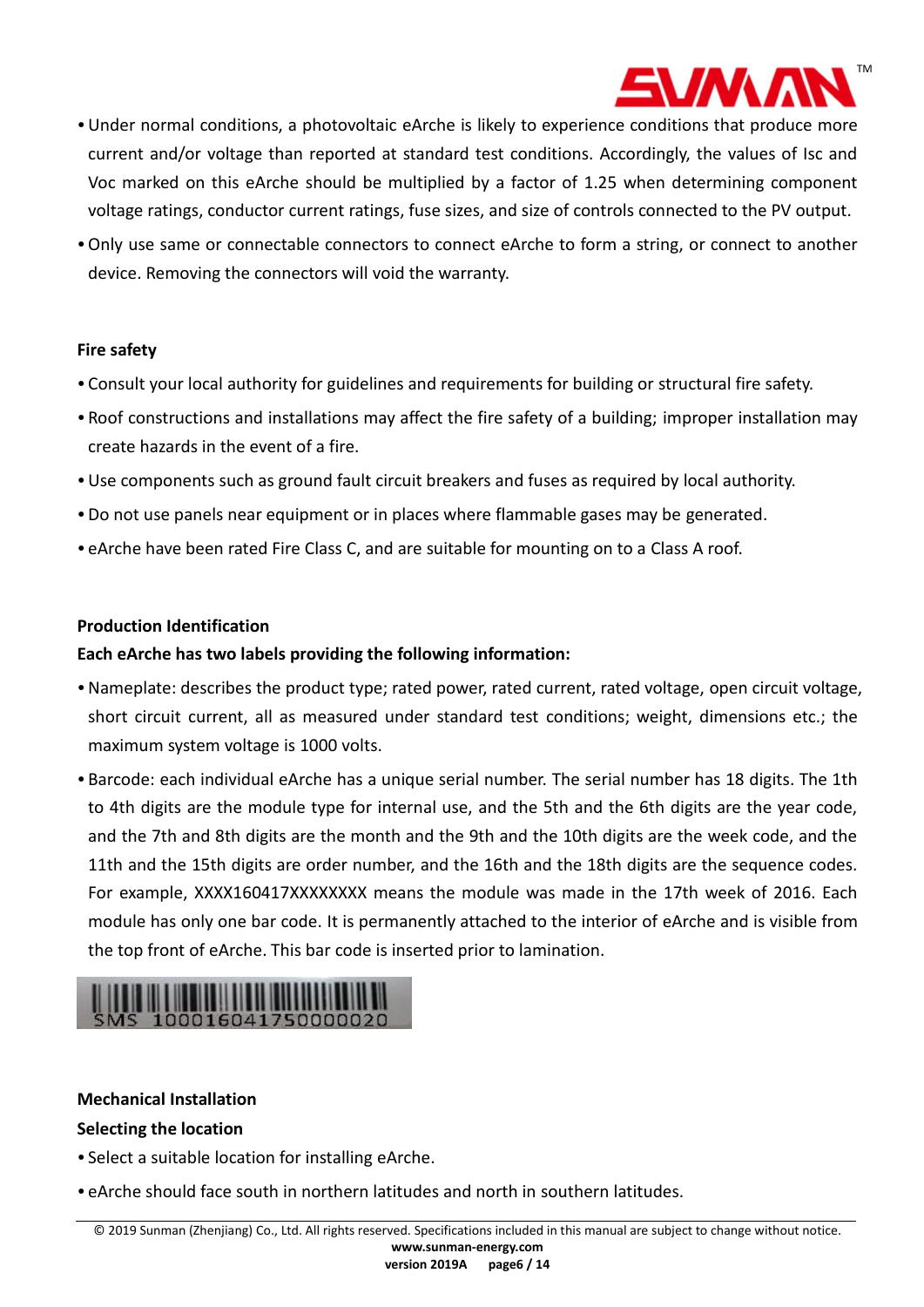- Under normal conditions, a photovoltaic eArche is likely to experience conditions that produce more current and/or voltage than reported at standard test conditions. Accordingly, the values of Isc and Voc marked on this eArche should be multiplied by a factor of 1.25 when determining component voltage ratings, conductor current ratings, fuse sizes, and size of controls connected to the PV output.
- Only use same or connectable connectors to connect eArche to form a string, or connect to another device. Removing the connectors will void the warranty.

**Fire safety**

- Consult your local authority for guidelines and requirements for building or structural fire safety.
- Roof constructions and installations may affect the fire safety of a building; improper installation may create hazards in the event of a fire.
- Use components such as ground fault circuit breakers and fuses as required by local authority.
- Do not use panels near equipment or in places where flammable gases may be generated.
- eArche have been rated Fire Class C, and are suitable for mounting on to a Class A roof.

**Production Identification**

**Each eArche has two labels providing the following information:**

- Nameplate: describes the product type; rated power, rated current, rated voltage, open circuit voltage, short circuit current, all as measured under standard test conditions; weight, dimensions etc.; the maximum system voltage is 1000 volts.
- Barcode: each individual eArche has a unique serial number. The serial number has 18 digits. The 1th to 4th digits are the module type for internal use, and the 5th and the 6th digits are the year code, and the 7th and 8th digits are the month and the 9th and the 10th digits are the week code, and the 11th and the 15th digits are order number, and the 16th and the 18th digits are the sequence codes. For example, XXXX160417XXXXXXXX means the module was made in the 17th week of 2016. Each module has only one bar code. It is permanently attached to the interior of eArche and is visible from the top front of eArche. This bar code is inserted prior to lamination.

SMS 100016041750000020

**Mechanical Installation**

**Selecting the location**

- Select a suitable location for installing eArche.
- eArche should face south in northern latitudes and north in southern latitudes.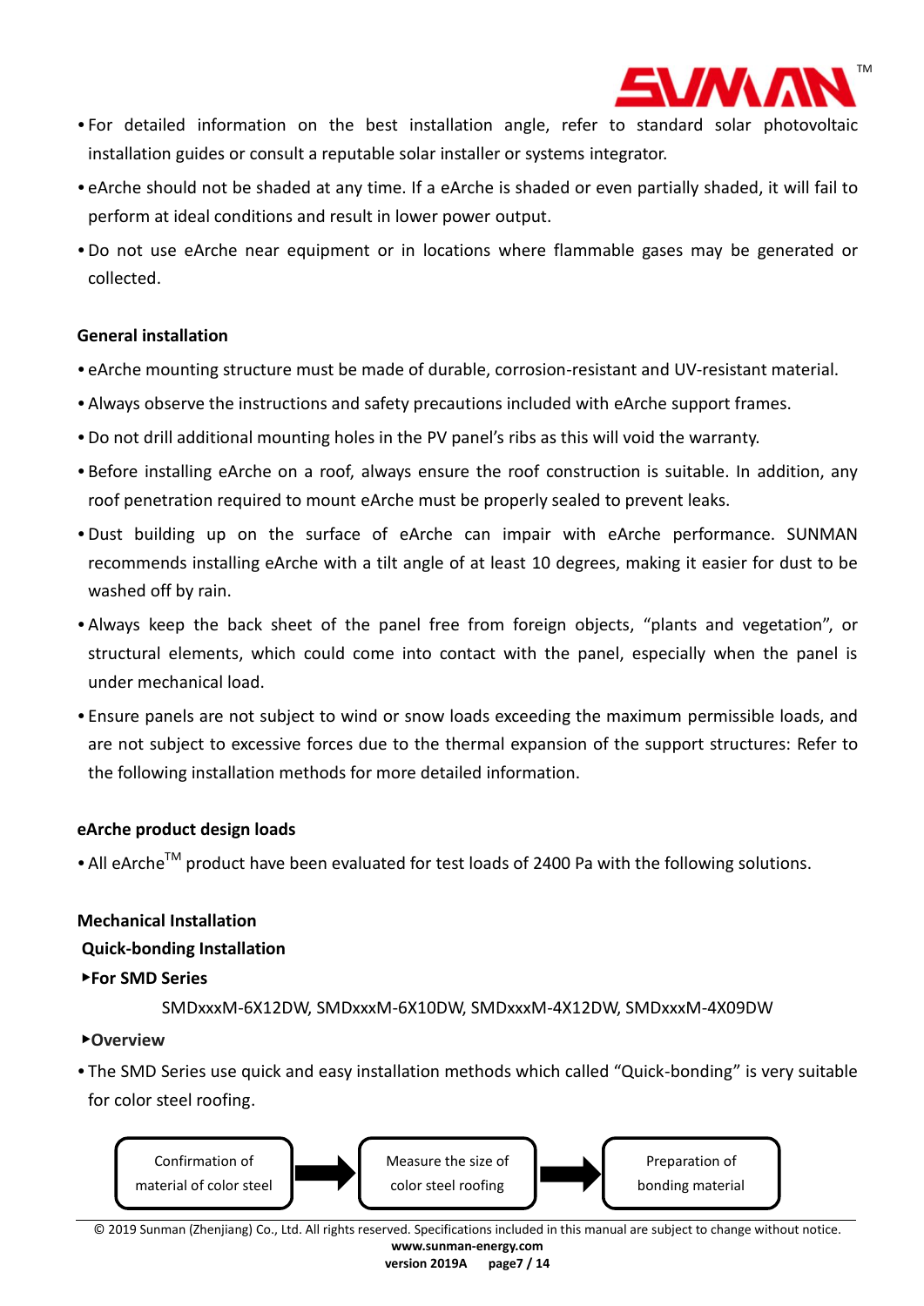- For detailed information on the best installation angle, refer to standard solar photovoltaic installation guides or consult a reputable solar installer or systems integrator.
- eArche should not be shaded at any time. If a eArche is shaded or even partially shaded, it will fail to perform at ideal conditions and result in lower power output.
- Do not use eArche near equipment or in locations where flammable gases may be generated or collected.

**General installation**

- eArche mounting structure must be made of durable, corrosion-resistant and UV-resistant material.
- Always observe the instructions and safety precautions included with eArche support frames.
- Do not drill additional mounting holes in the PV panel's ribs as this will void the warranty.
- Before installing eArche on a roof, always ensure the roof construction is suitable. In addition, any roof penetration required to mount eArche must be properly sealed to prevent leaks.
- Dust building up on the surface of eArche can impair with eArche performance. SUNMAN recommends installing eArche with a tilt angle of at least 10 degrees, making it easier for dust to be washed off by rain.
- Always keep the back sheet of the panel free from foreign objects, "plants and vegetation", or structural elements, which could come into contact with the panel, especially when the panel is under mechanical load.
- Ensure panels are not subject to wind or snow loads exceeding the maximum permissible loads, and are not subject to excessive forces due to the thermal expansion of the support structures: Refer to the following installation methods for more detailed information.

**eArche product design loads**

- All eArche™ product have been evaluated for test loads of 2400 Pa with the following solutions.

**Mechanical Installation**

**Quick-bonding Installation**

**▸For SMD Series**

SMDxxxM-6X12DW, SMDxxxM-6X10DW, SMDxxxM-4X12DW, SMDxxxM-4X09DW

**▸Overview**

- The SMD Series use quick and easy installation methods which called "Quick-bonding" is very suitable for color steel roofing.

Confirmation of material of color steel → Measure the size of color steel roofing → Preparation of bonding material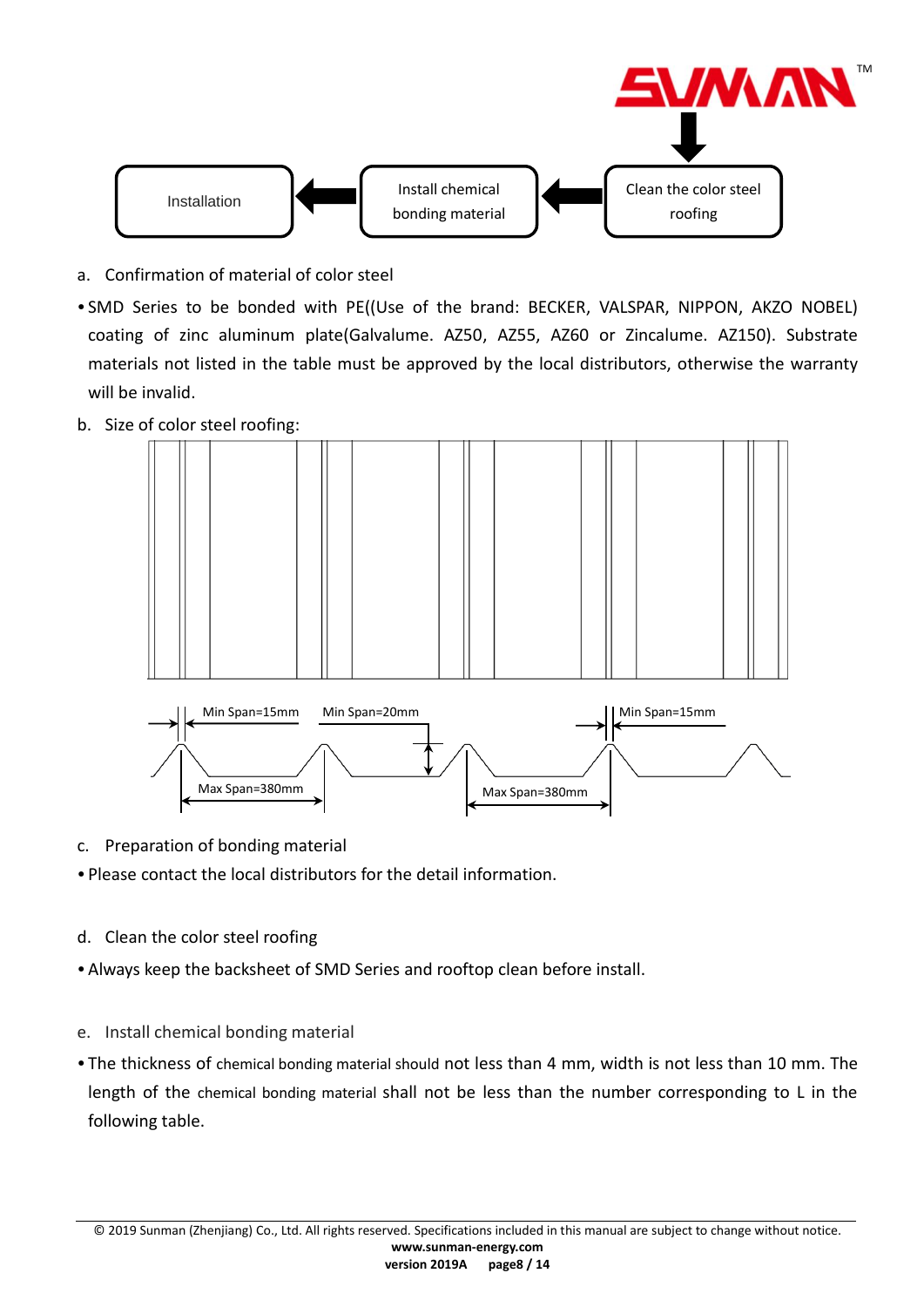Installation ← Install chemical bonding material ← Clean the color steel roofing

a. Confirmation of material of color steel

- SMD Series to be bonded with PE((Use of the brand: BECKER, VALSPAR, NIPPON, AKZO NOBEL) coating of zinc aluminum plate(Galvalume. AZ50, AZ55, AZ60 or Zincalume. AZ150). Substrate materials not listed in the table must be approved by the local distributors, otherwise the warranty will be invalid.

b. Size of color steel roofing:

Min Span=15mm Min Span=20mm Min Span=15mm

Max Span=380mm Max Span=380mm

c. Preparation of bonding material

- Please contact the local distributors for the detail information.

d. Clean the color steel roofing

- Always keep the backsheet of SMD Series and rooftop clean before install.

e. Install chemical bonding material

- The thickness of chemical bonding material should not less than 4 mm, width is not less than 10 mm. The length of the chemical bonding material shall not be less than the number corresponding to L in the following table.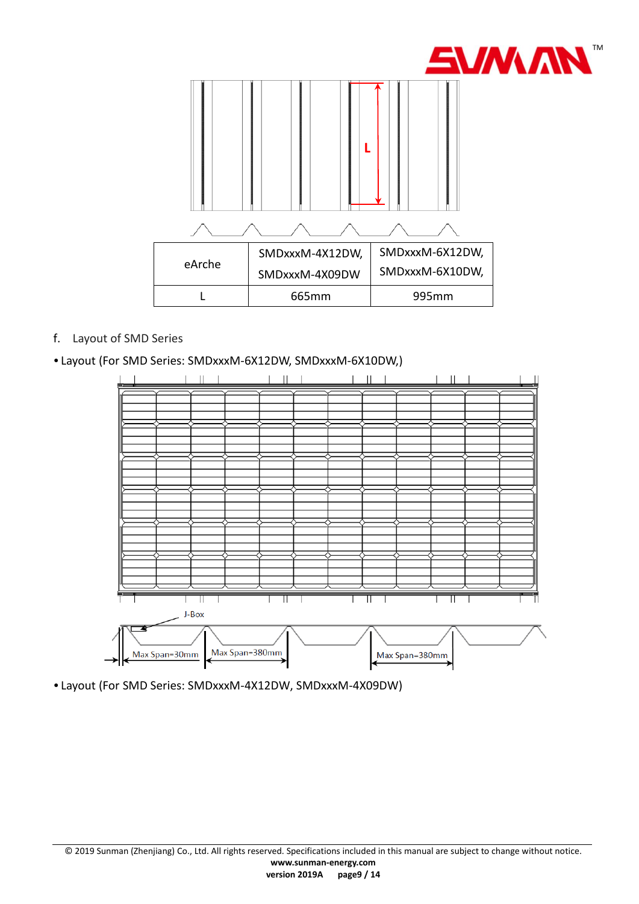| eArche | SMDxxxM-4X12DW, SMDxxxM-4X09DW | SMDxxxM-6X12DW, SMDxxxM-6X10DW, |
| --- | --- | --- |
| L | 665mm | 995mm |

f. Layout of SMD Series

- Layout (For SMD Series: SMDxxxM-6X12DW, SMDxxxM-6X10DW,)

J-Box

Max Span=30mm

Max Span=380mm

Max Span=380mm

- Layout (For SMD Series: SMDxxxM-4X12DW, SMDxxxM-4X09DW)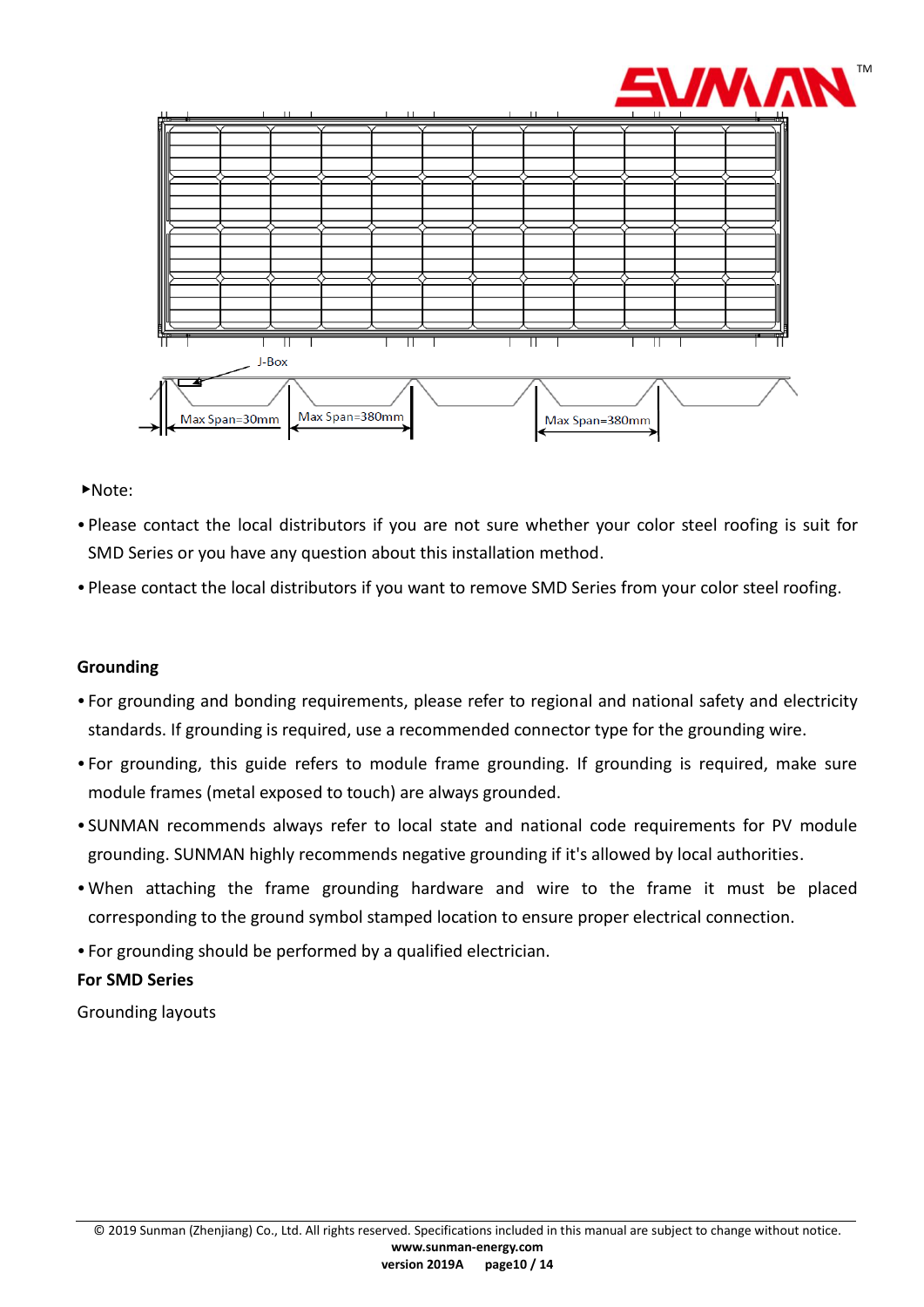▸Note:

- Please contact the local distributors if you are not sure whether your color steel roofing is suit for SMD Series or you have any question about this installation method.
- Please contact the local distributors if you want to remove SMD Series from your color steel roofing.

**Grounding**

- For grounding and bonding requirements, please refer to regional and national safety and electricity standards. If grounding is required, use a recommended connector type for the grounding wire.
- For grounding, this guide refers to module frame grounding. If grounding is required, make sure module frames (metal exposed to touch) are always grounded.
- SUNMAN recommends always refer to local state and national code requirements for PV module grounding. SUNMAN highly recommends negative grounding if it's allowed by local authorities.
- When attaching the frame grounding hardware and wire to the frame it must be placed corresponding to the ground symbol stamped location to ensure proper electrical connection.
- For grounding should be performed by a qualified electrician.

**For SMD Series**

Grounding layouts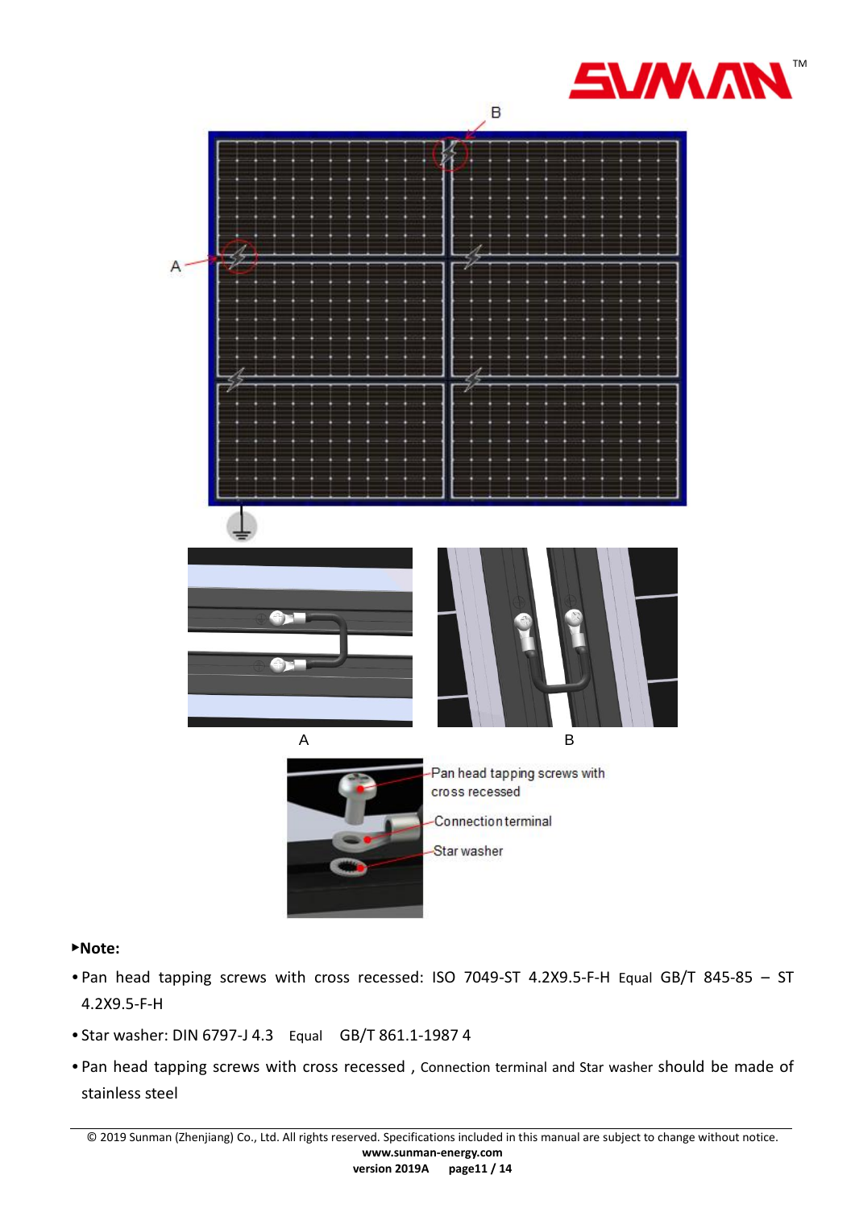‣**Note:**

- Pan head tapping screws with cross recessed: ISO 7049-ST 4.2X9.5-F-H Equal GB/T 845-85 – ST 4.2X9.5-F-H
- Star washer: DIN 6797-J 4.3 Equal GB/T 861.1-1987 4
- Pan head tapping screws with cross recessed , Connection terminal and Star washer should be made of stainless steel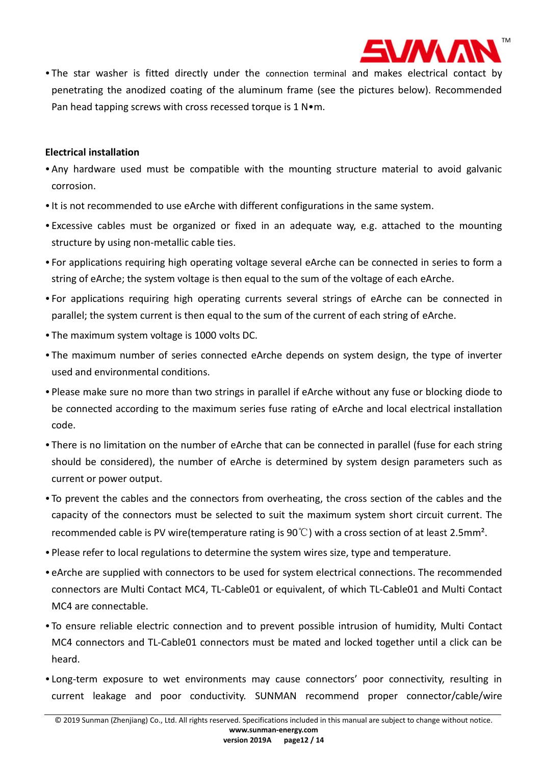- The star washer is fitted directly under the connection terminal and makes electrical contact by penetrating the anodized coating of the aluminum frame (see the pictures below). Recommended Pan head tapping screws with cross recessed torque is 1 N•m.

**Electrical installation**

- Any hardware used must be compatible with the mounting structure material to avoid galvanic corrosion.
- It is not recommended to use eArche with different configurations in the same system.
- Excessive cables must be organized or fixed in an adequate way, e.g. attached to the mounting structure by using non-metallic cable ties.
- For applications requiring high operating voltage several eArche can be connected in series to form a string of eArche; the system voltage is then equal to the sum of the voltage of each eArche.
- For applications requiring high operating currents several strings of eArche can be connected in parallel; the system current is then equal to the sum of the current of each string of eArche.
- The maximum system voltage is 1000 volts DC.
- The maximum number of series connected eArche depends on system design, the type of inverter used and environmental conditions.
- Please make sure no more than two strings in parallel if eArche without any fuse or blocking diode to be connected according to the maximum series fuse rating of eArche and local electrical installation code.
- There is no limitation on the number of eArche that can be connected in parallel (fuse for each string should be considered), the number of eArche is determined by system design parameters such as current or power output.
- To prevent the cables and the connectors from overheating, the cross section of the cables and the capacity of the connectors must be selected to suit the maximum system short circuit current. The recommended cable is PV wire(temperature rating is 90℃) with a cross section of at least 2.5mm².
- Please refer to local regulations to determine the system wires size, type and temperature.
- eArche are supplied with connectors to be used for system electrical connections. The recommended connectors are Multi Contact MC4, TL-Cable01 or equivalent, of which TL-Cable01 and Multi Contact MC4 are connectable.
- To ensure reliable electric connection and to prevent possible intrusion of humidity, Multi Contact MC4 connectors and TL-Cable01 connectors must be mated and locked together until a click can be heard.
- Long-term exposure to wet environments may cause connectors' poor connectivity, resulting in current leakage and poor conductivity. SUNMAN recommend proper connector/cable/wire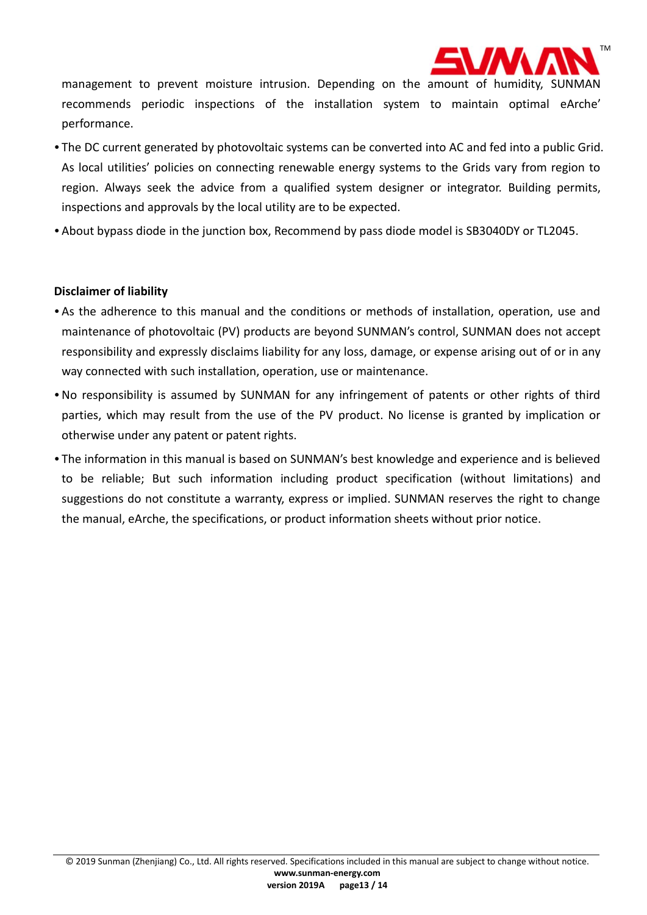management to prevent moisture intrusion. Depending on the amount of humidity, SUNMAN recommends periodic inspections of the installation system to maintain optimal eArche' performance.

- The DC current generated by photovoltaic systems can be converted into AC and fed into a public Grid. As local utilities' policies on connecting renewable energy systems to the Grids vary from region to region. Always seek the advice from a qualified system designer or integrator. Building permits, inspections and approvals by the local utility are to be expected.
- About bypass diode in the junction box, Recommend by pass diode model is SB3040DY or TL2045.

**Disclaimer of liability**

- As the adherence to this manual and the conditions or methods of installation, operation, use and maintenance of photovoltaic (PV) products are beyond SUNMAN's control, SUNMAN does not accept responsibility and expressly disclaims liability for any loss, damage, or expense arising out of or in any way connected with such installation, operation, use or maintenance.
- No responsibility is assumed by SUNMAN for any infringement of patents or other rights of third parties, which may result from the use of the PV product. No license is granted by implication or otherwise under any patent or patent rights.
- The information in this manual is based on SUNMAN's best knowledge and experience and is believed to be reliable; But such information including product specification (without limitations) and suggestions do not constitute a warranty, express or implied. SUNMAN reserves the right to change the manual, eArche, the specifications, or product information sheets without prior notice.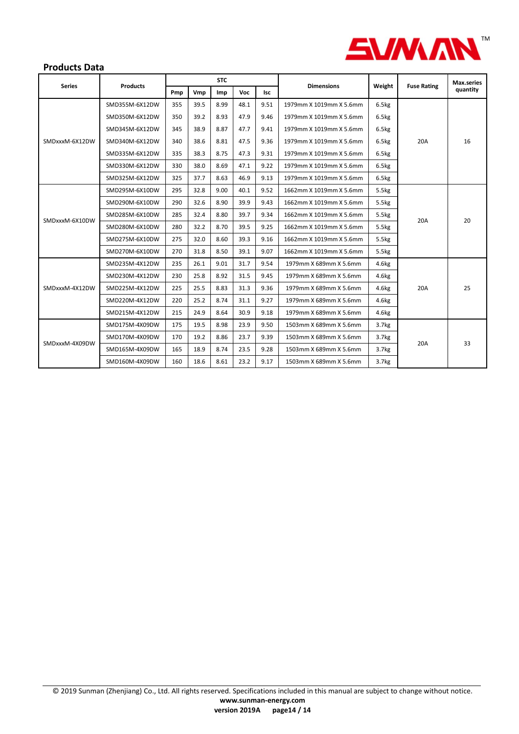## Products Data

| Series | Products | STC | | | | | Dimensions | Weight | Fuse Rating | Max.series quantity |
|---|---|---|---|---|---|---|---|---|---|---|
| | | Pmp | Vmp | Imp | Voc | Isc | | | | |
| SMDxxxM-6X12DW | SMD355M-6X12DW | 355 | 39.5 | 8.99 | 48.1 | 9.51 | 1979mm X 1019mm X 5.6mm | 6.5kg | 20A | 16 |
| | SMD350M-6X12DW | 350 | 39.2 | 8.93 | 47.9 | 9.46 | 1979mm X 1019mm X 5.6mm | 6.5kg | | |
| | SMD345M-6X12DW | 345 | 38.9 | 8.87 | 47.7 | 9.41 | 1979mm X 1019mm X 5.6mm | 6.5kg | | |
| | SMD340M-6X12DW | 340 | 38.6 | 8.81 | 47.5 | 9.36 | 1979mm X 1019mm X 5.6mm | 6.5kg | | |
| | SMD335M-6X12DW | 335 | 38.3 | 8.75 | 47.3 | 9.31 | 1979mm X 1019mm X 5.6mm | 6.5kg | | |
| | SMD330M-6X12DW | 330 | 38.0 | 8.69 | 47.1 | 9.22 | 1979mm X 1019mm X 5.6mm | 6.5kg | | |
| | SMD325M-6X12DW | 325 | 37.7 | 8.63 | 46.9 | 9.13 | 1979mm X 1019mm X 5.6mm | 6.5kg | | |
| SMDxxxM-6X10DW | SMD295M-6X10DW | 295 | 32.8 | 9.00 | 40.1 | 9.52 | 1662mm X 1019mm X 5.6mm | 5.5kg | 20A | 20 |
| | SMD290M-6X10DW | 290 | 32.6 | 8.90 | 39.9 | 9.43 | 1662mm X 1019mm X 5.6mm | 5.5kg | | |
| | SMD285M-6X10DW | 285 | 32.4 | 8.80 | 39.7 | 9.34 | 1662mm X 1019mm X 5.6mm | 5.5kg | | |
| | SMD280M-6X10DW | 280 | 32.2 | 8.70 | 39.5 | 9.25 | 1662mm X 1019mm X 5.6mm | 5.5kg | | |
| | SMD275M-6X10DW | 275 | 32.0 | 8.60 | 39.3 | 9.16 | 1662mm X 1019mm X 5.6mm | 5.5kg | | |
| | SMD270M-6X10DW | 270 | 31.8 | 8.50 | 39.1 | 9.07 | 1662mm X 1019mm X 5.6mm | 5.5kg | | |
| SMDxxxM-4X12DW | SMD235M-4X12DW | 235 | 26.1 | 9.01 | 31.7 | 9.54 | 1979mm X 689mm X 5.6mm | 4.6kg | 20A | 25 |
| | SMD230M-4X12DW | 230 | 25.8 | 8.92 | 31.5 | 9.45 | 1979mm X 689mm X 5.6mm | 4.6kg | | |
| | SMD225M-4X12DW | 225 | 25.5 | 8.83 | 31.3 | 9.36 | 1979mm X 689mm X 5.6mm | 4.6kg | | |
| | SMD220M-4X12DW | 220 | 25.2 | 8.74 | 31.1 | 9.27 | 1979mm X 689mm X 5.6mm | 4.6kg | | |
| | SMD215M-4X12DW | 215 | 24.9 | 8.64 | 30.9 | 9.18 | 1979mm X 689mm X 5.6mm | 4.6kg | | |
| SMDxxxM-4X09DW | SMD175M-4X09DW | 175 | 19.5 | 8.98 | 23.9 | 9.50 | 1503mm X 689mm X 5.6mm | 3.7kg | 20A | 33 |
| | SMD170M-4X09DW | 170 | 19.2 | 8.86 | 23.7 | 9.39 | 1503mm X 689mm X 5.6mm | 3.7kg | | |
| | SMD165M-4X09DW | 165 | 18.9 | 8.74 | 23.5 | 9.28 | 1503mm X 689mm X 5.6mm | 3.7kg | | |
| | SMD160M-4X09DW | 160 | 18.6 | 8.61 | 23.2 | 9.17 | 1503mm X 689mm X 5.6mm | 3.7kg | | |

© 2019 Sunman (Zhenjiang) Co., Ltd. All rights reserved. Specifications included in this manual are subject to change without notice.
**www.sunman-energy.com**
**version 2019A**